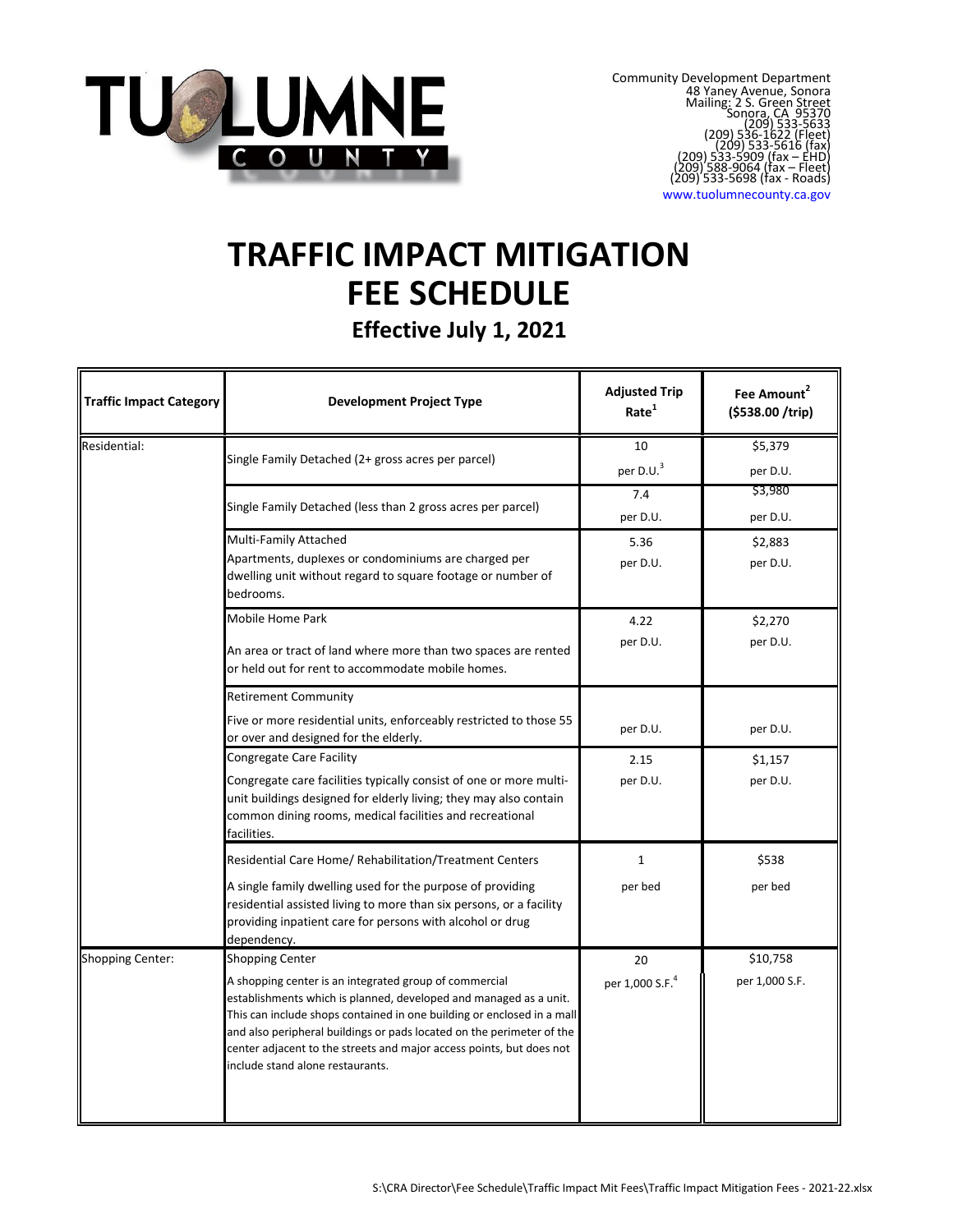TUOLUMNE COUNTY

Community Development Department
48 Yaney Avenue, Sonora
Mailing: 2 S. Green Street
Sonora, CA 95370
(209) 533-5633
(209) 536-1622 (Fleet)
(209) 533-5616 (fax)
(209) 533-5909 (fax – EHD)
(209) 588-9064 (fax – Fleet)
(209) 533-5698 (fax - Roads)
www.tuolumnecounty.ca.gov

# TRAFFIC IMPACT MITIGATION FEE SCHEDULE

## Effective July 1, 2021

| Traffic Impact Category | Development Project Type | Adjusted Trip Rate[1] | Fee Amount[2] ($538.00 /trip) |
|---|---|---|---|
| Residential: | Single Family Detached (2+ gross acres per parcel) | 10 per D.U.[3] | $5,379 per D.U. |
| | Single Family Detached (less than 2 gross acres per parcel) | 7.4 per D.U. | $3,980 per D.U. |
| | Multi-Family Attached<br>Apartments, duplexes or condominiums are charged per dwelling unit without regard to square footage or number of bedrooms. | 5.36 per D.U. | $2,883 per D.U. |
| | Mobile Home Park<br>An area or tract of land where more than two spaces are rented or held out for rent to accommodate mobile homes. | 4.22 per D.U. | $2,270 per D.U. |
| | Retirement Community<br>Five or more residential units, enforceably restricted to those 55 or over and designed for the elderly. | per D.U. | per D.U. |
| | Congregate Care Facility<br>Congregate care facilities typically consist of one or more multi-unit buildings designed for elderly living; they may also contain common dining rooms, medical facilities and recreational facilities. | 2.15 per D.U. | $1,157 per D.U. |
| | Residential Care Home/ Rehabilitation/Treatment Centers<br>A single family dwelling used for the purpose of providing residential assisted living to more than six persons, or a facility providing inpatient care for persons with alcohol or drug dependency. | 1 per bed | $538 per bed |
| Shopping Center: | Shopping Center<br>A shopping center is an integrated group of commercial establishments which is planned, developed and managed as a unit. This can include shops contained in one building or enclosed in a mall and also peripheral buildings or pads located on the perimeter of the center adjacent to the streets and major access points, but does not include stand alone restaurants. | 20 per 1,000 S.F.[4] | $10,758 per 1,000 S.F. |

S:\CRA Director\Fee Schedule\Traffic Impact Mit Fees\Traffic Impact Mitigation Fees - 2021-22.xlsx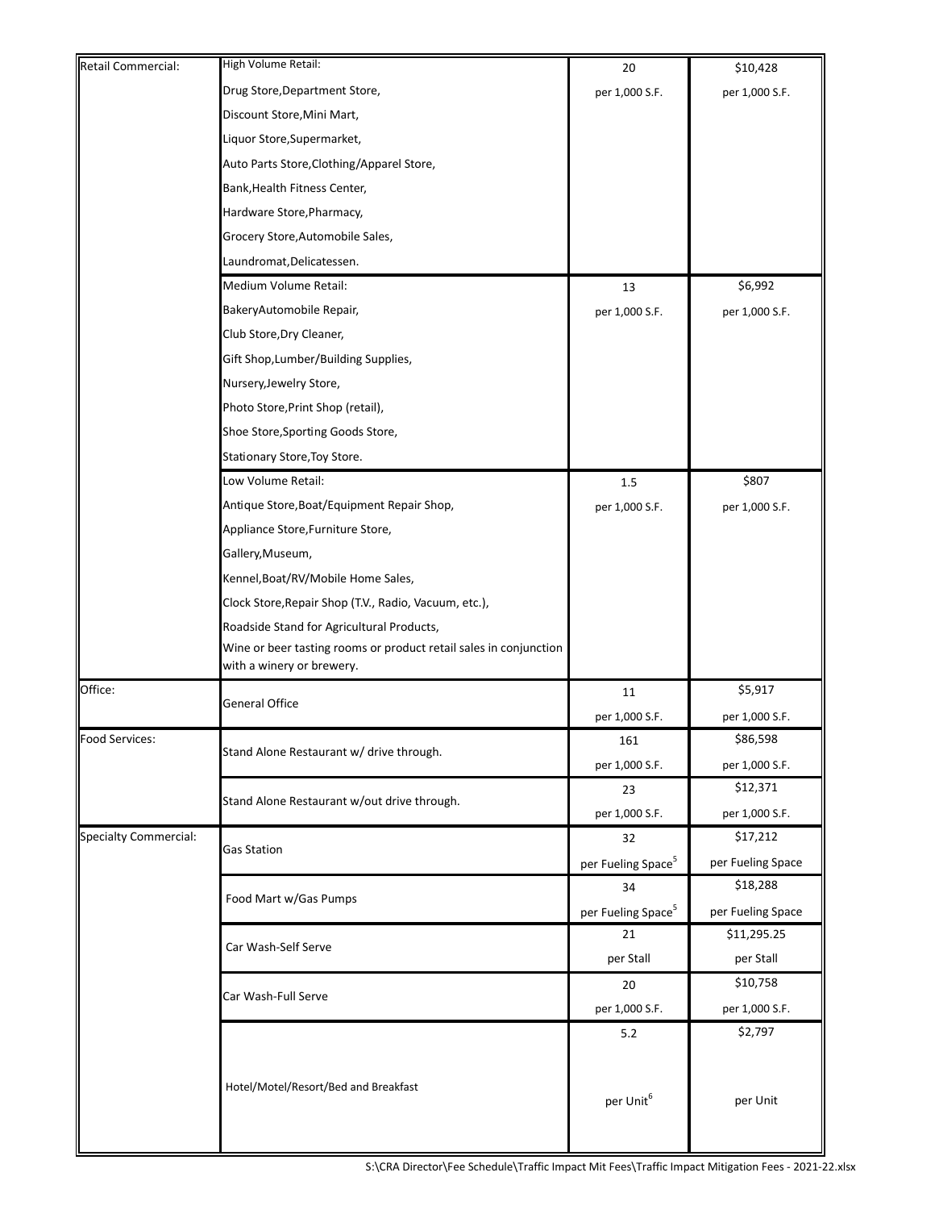| | | | |
|---|---|---|---|
| Retail Commercial: | High Volume Retail:<br>Drug Store,Department Store,<br>Discount Store,Mini Mart,<br>Liquor Store,Supermarket,<br>Auto Parts Store,Clothing/Apparel Store,<br>Bank,Health Fitness Center,<br>Hardware Store,Pharmacy,<br>Grocery Store,Automobile Sales,<br>Laundromat,Delicatessen. | 20<br>per 1,000 S.F. | $10,428<br>per 1,000 S.F. |
| | Medium Volume Retail:<br>BakeryAutomobile Repair,<br>Club Store,Dry Cleaner,<br>Gift Shop,Lumber/Building Supplies,<br>Nursery,Jewelry Store,<br>Photo Store,Print Shop (retail),<br>Shoe Store,Sporting Goods Store,<br>Stationary Store,Toy Store. | 13<br>per 1,000 S.F. | $6,992<br>per 1,000 S.F. |
| | Low Volume Retail:<br>Antique Store,Boat/Equipment Repair Shop,<br>Appliance Store,Furniture Store,<br>Gallery,Museum,<br>Kennel,Boat/RV/Mobile Home Sales,<br>Clock Store,Repair Shop (T.V., Radio, Vacuum, etc.),<br>Roadside Stand for Agricultural Products,<br>Wine or beer tasting rooms or product retail sales in conjunction with a winery or brewery. | 1.5<br>per 1,000 S.F. | $807<br>per 1,000 S.F. |
| Office: | General Office | 11<br>per 1,000 S.F. | $5,917<br>per 1,000 S.F. |
| Food Services: | Stand Alone Restaurant w/ drive through. | 161<br>per 1,000 S.F. | $86,598<br>per 1,000 S.F. |
| | Stand Alone Restaurant w/out drive through. | 23<br>per 1,000 S.F. | $12,371<br>per 1,000 S.F. |
| Specialty Commercial: | Gas Station | 32<br>per Fueling Space[5] | $17,212<br>per Fueling Space |
| | Food Mart w/Gas Pumps | 34<br>per Fueling Space[5] | $18,288<br>per Fueling Space |
| | Car Wash-Self Serve | 21<br>per Stall | $11,295.25<br>per Stall |
| | Car Wash-Full Serve | 20<br>per 1,000 S.F. | $10,758<br>per 1,000 S.F. |
| | Hotel/Motel/Resort/Bed and Breakfast | 5.2<br>per Unit[6] | $2,797<br>per Unit |

S:\CRA Director\Fee Schedule\Traffic Impact Mit Fees\Traffic Impact Mitigation Fees - 2021-22.xlsx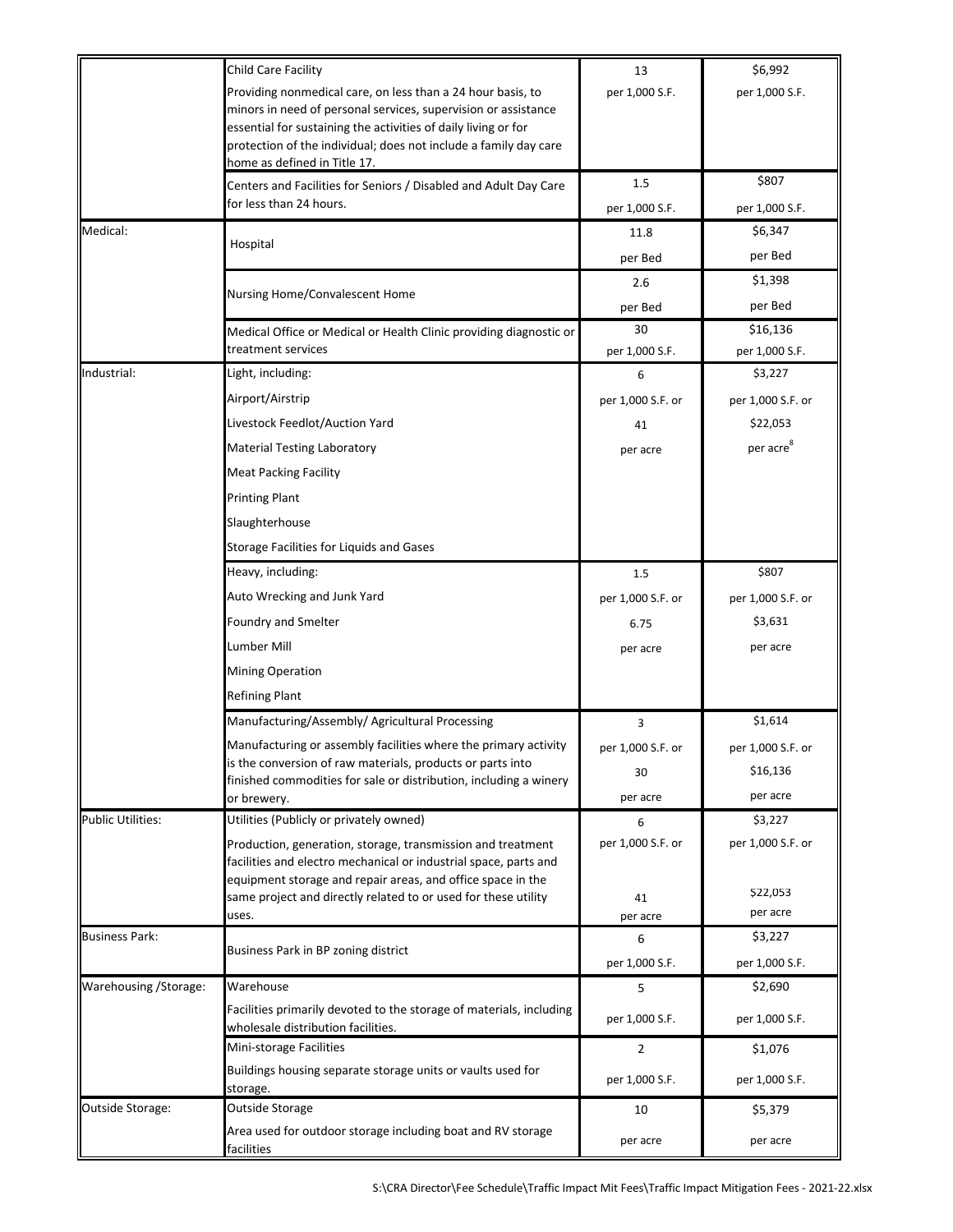| | | | |
|---|---|---|---|
| | Child Care Facility<br>Providing nonmedical care, on less than a 24 hour basis, to minors in need of personal services, supervision or assistance essential for sustaining the activities of daily living or for protection of the individual; does not include a family day care home as defined in Title 17. | 13<br>per 1,000 S.F. | $6,992<br>per 1,000 S.F. |
| | Centers and Facilities for Seniors / Disabled and Adult Day Care for less than 24 hours. | 1.5<br>per 1,000 S.F. | $807<br>per 1,000 S.F. |
| Medical: | Hospital | 11.8<br>per Bed | $6,347<br>per Bed |
| | Nursing Home/Convalescent Home | 2.6<br>per Bed | $1,398<br>per Bed |
| | Medical Office or Medical or Health Clinic providing diagnostic or treatment services | 30<br>per 1,000 S.F. | $16,136<br>per 1,000 S.F. |
| Industrial: | Light, including:<br>Airport/Airstrip<br>Livestock Feedlot/Auction Yard<br>Material Testing Laboratory<br>Meat Packing Facility<br>Printing Plant<br>Slaughterhouse<br>Storage Facilities for Liquids and Gases | 6<br>per 1,000 S.F. or<br>41<br>per acre | $3,227<br>per 1,000 S.F. or<br>$22,053<br>per acre[8] |
| | Heavy, including:<br>Auto Wrecking and Junk Yard<br>Foundry and Smelter<br>Lumber Mill<br>Mining Operation<br>Refining Plant | 1.5<br>per 1,000 S.F. or<br>6.75<br>per acre | $807<br>per 1,000 S.F. or<br>$3,631<br>per acre |
| | Manufacturing/Assembly/ Agricultural Processing<br>Manufacturing or assembly facilities where the primary activity is the conversion of raw materials, products or parts into finished commodities for sale or distribution, including a winery or brewery. | 3<br>per 1,000 S.F. or<br>30<br>per acre | $1,614<br>per 1,000 S.F. or<br>$16,136<br>per acre |
| Public Utilities: | Utilities (Publicly or privately owned)<br>Production, generation, storage, transmission and treatment facilities and electro mechanical or industrial space, parts and equipment storage and repair areas, and office space in the same project and directly related to or used for these utility uses. | 6<br>per 1,000 S.F. or<br>41<br>per acre | $3,227<br>per 1,000 S.F. or<br>$22,053<br>per acre |
| Business Park: | Business Park in BP zoning district | 6<br>per 1,000 S.F. | $3,227<br>per 1,000 S.F. |
| Warehousing /Storage: | Warehouse<br>Facilities primarily devoted to the storage of materials, including wholesale distribution facilities. | 5<br>per 1,000 S.F. | $2,690<br>per 1,000 S.F. |
| | Mini-storage Facilities<br>Buildings housing separate storage units or vaults used for storage. | 2<br>per 1,000 S.F. | $1,076<br>per 1,000 S.F. |
| Outside Storage: | Outside Storage<br>Area used for outdoor storage including boat and RV storage facilities | 10<br>per acre | $5,379<br>per acre |

S:\CRA Director\Fee Schedule\Traffic Impact Mit Fees\Traffic Impact Mitigation Fees - 2021-22.xlsx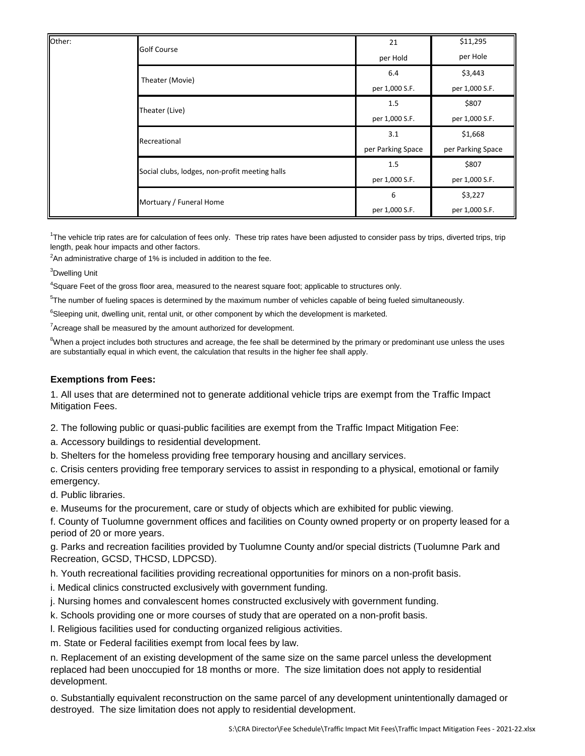| Other: | Golf Course | 21<br>per Hold | $11,295<br>per Hole |
| --- | --- | --- | --- |
| | Theater (Movie) | 6.4<br>per 1,000 S.F. | $3,443<br>per 1,000 S.F. |
| | Theater (Live) | 1.5<br>per 1,000 S.F. | $807<br>per 1,000 S.F. |
| | Recreational | 3.1<br>per Parking Space | $1,668<br>per Parking Space |
| | Social clubs, lodges, non-profit meeting halls | 1.5<br>per 1,000 S.F. | $807<br>per 1,000 S.F. |
| | Mortuary / Funeral Home | 6<br>per 1,000 S.F. | $3,227<br>per 1,000 S.F. |

[1]The vehicle trip rates are for calculation of fees only. These trip rates have been adjusted to consider pass by trips, diverted trips, trip length, peak hour impacts and other factors.

[2]An administrative charge of 1% is included in addition to the fee.

[3]Dwelling Unit

[4]Square Feet of the gross floor area, measured to the nearest square foot; applicable to structures only.

[5]The number of fueling spaces is determined by the maximum number of vehicles capable of being fueled simultaneously.

[6]Sleeping unit, dwelling unit, rental unit, or other component by which the development is marketed.

[7]Acreage shall be measured by the amount authorized for development.

[8]When a project includes both structures and acreage, the fee shall be determined by the primary or predominant use unless the uses are substantially equal in which event, the calculation that results in the higher fee shall apply.

**Exemptions from Fees:**

1. All uses that are determined not to generate additional vehicle trips are exempt from the Traffic Impact Mitigation Fees.

2. The following public or quasi-public facilities are exempt from the Traffic Impact Mitigation Fee:

a. Accessory buildings to residential development.

b. Shelters for the homeless providing free temporary housing and ancillary services.

c. Crisis centers providing free temporary services to assist in responding to a physical, emotional or family emergency.

d. Public libraries.

e. Museums for the procurement, care or study of objects which are exhibited for public viewing.

f. County of Tuolumne government offices and facilities on County owned property or on property leased for a period of 20 or more years.

g. Parks and recreation facilities provided by Tuolumne County and/or special districts (Tuolumne Park and Recreation, GCSD, THCSD, LDPCSD).

h. Youth recreational facilities providing recreational opportunities for minors on a non-profit basis.

i. Medical clinics constructed exclusively with government funding.

j. Nursing homes and convalescent homes constructed exclusively with government funding.

k. Schools providing one or more courses of study that are operated on a non-profit basis.

l. Religious facilities used for conducting organized religious activities.

m. State or Federal facilities exempt from local fees by law.

n. Replacement of an existing development of the same size on the same parcel unless the development replaced had been unoccupied for 18 months or more. The size limitation does not apply to residential development.

o. Substantially equivalent reconstruction on the same parcel of any development unintentionally damaged or destroyed. The size limitation does not apply to residential development.

S:\CRA Director\Fee Schedule\Traffic Impact Mit Fees\Traffic Impact Mitigation Fees - 2021-22.xlsx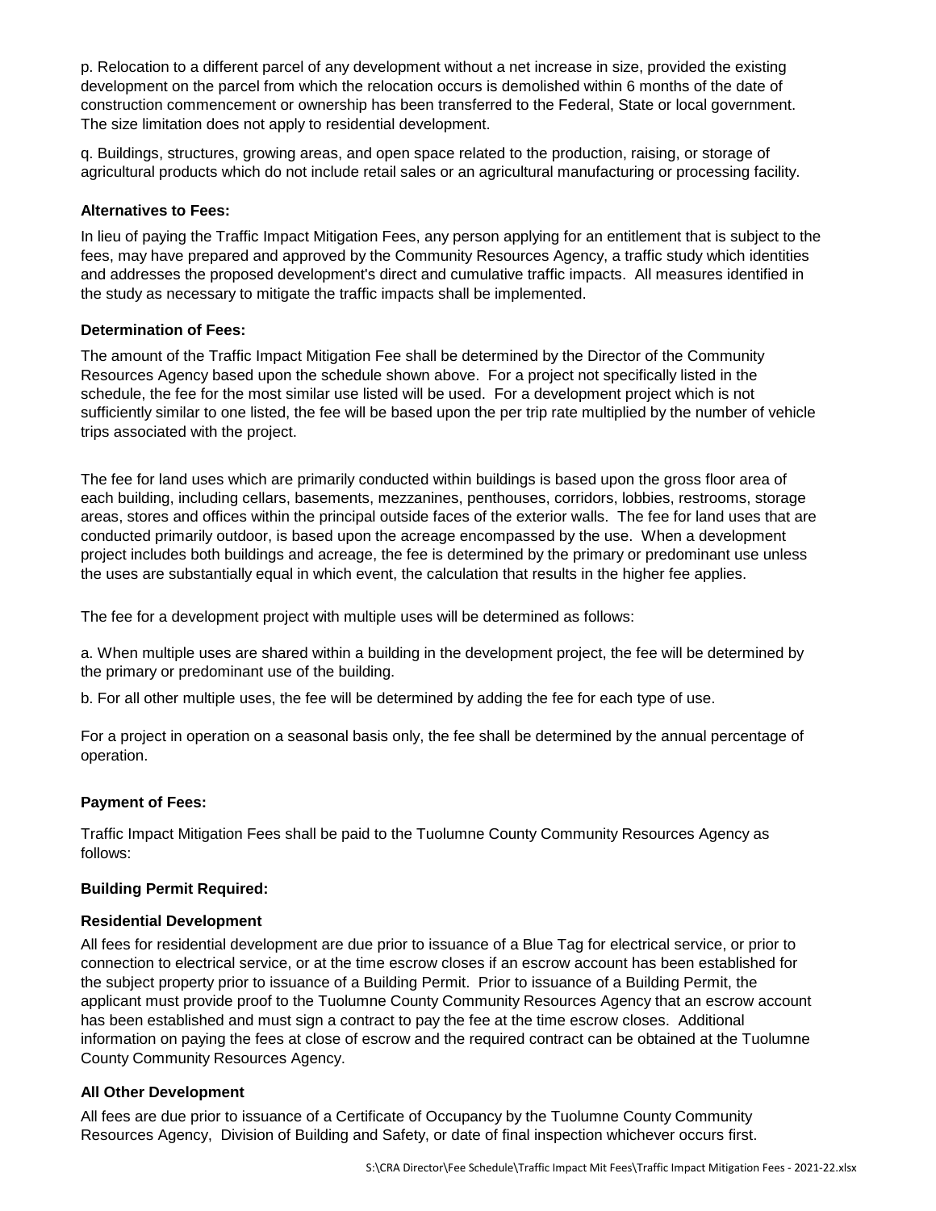p. Relocation to a different parcel of any development without a net increase in size, provided the existing development on the parcel from which the relocation occurs is demolished within 6 months of the date of construction commencement or ownership has been transferred to the Federal, State or local government. The size limitation does not apply to residential development.

q. Buildings, structures, growing areas, and open space related to the production, raising, or storage of agricultural products which do not include retail sales or an agricultural manufacturing or processing facility.

**Alternatives to Fees:**

In lieu of paying the Traffic Impact Mitigation Fees, any person applying for an entitlement that is subject to the fees, may have prepared and approved by the Community Resources Agency, a traffic study which identities and addresses the proposed development's direct and cumulative traffic impacts. All measures identified in the study as necessary to mitigate the traffic impacts shall be implemented.

**Determination of Fees:**

The amount of the Traffic Impact Mitigation Fee shall be determined by the Director of the Community Resources Agency based upon the schedule shown above. For a project not specifically listed in the schedule, the fee for the most similar use listed will be used. For a development project which is not sufficiently similar to one listed, the fee will be based upon the per trip rate multiplied by the number of vehicle trips associated with the project.

The fee for land uses which are primarily conducted within buildings is based upon the gross floor area of each building, including cellars, basements, mezzanines, penthouses, corridors, lobbies, restrooms, storage areas, stores and offices within the principal outside faces of the exterior walls. The fee for land uses that are conducted primarily outdoor, is based upon the acreage encompassed by the use. When a development project includes both buildings and acreage, the fee is determined by the primary or predominant use unless the uses are substantially equal in which event, the calculation that results in the higher fee applies.

The fee for a development project with multiple uses will be determined as follows:

a. When multiple uses are shared within a building in the development project, the fee will be determined by the primary or predominant use of the building.

b. For all other multiple uses, the fee will be determined by adding the fee for each type of use.

For a project in operation on a seasonal basis only, the fee shall be determined by the annual percentage of operation.

**Payment of Fees:**

Traffic Impact Mitigation Fees shall be paid to the Tuolumne County Community Resources Agency as follows:

**Building Permit Required:**

**Residential Development**

All fees for residential development are due prior to issuance of a Blue Tag for electrical service, or prior to connection to electrical service, or at the time escrow closes if an escrow account has been established for the subject property prior to issuance of a Building Permit. Prior to issuance of a Building Permit, the applicant must provide proof to the Tuolumne County Community Resources Agency that an escrow account has been established and must sign a contract to pay the fee at the time escrow closes. Additional information on paying the fees at close of escrow and the required contract can be obtained at the Tuolumne County Community Resources Agency.

**All Other Development**

All fees are due prior to issuance of a Certificate of Occupancy by the Tuolumne County Community Resources Agency, Division of Building and Safety, or date of final inspection whichever occurs first.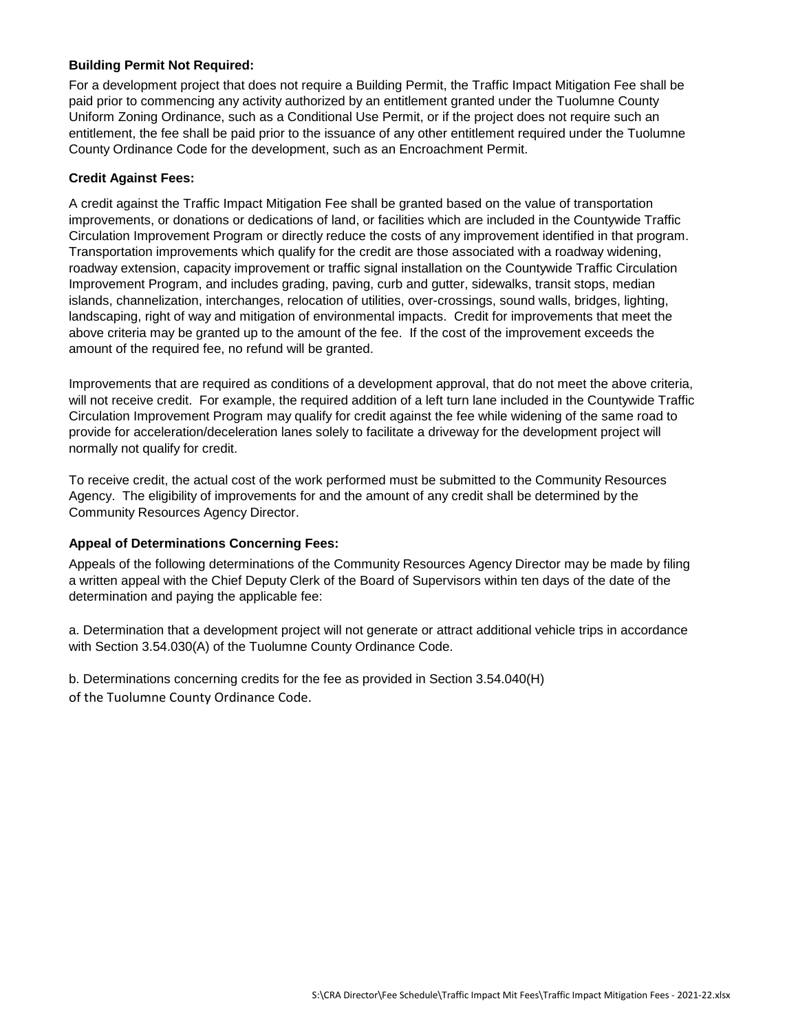**Building Permit Not Required:**

For a development project that does not require a Building Permit, the Traffic Impact Mitigation Fee shall be paid prior to commencing any activity authorized by an entitlement granted under the Tuolumne County Uniform Zoning Ordinance, such as a Conditional Use Permit, or if the project does not require such an entitlement, the fee shall be paid prior to the issuance of any other entitlement required under the Tuolumne County Ordinance Code for the development, such as an Encroachment Permit.

**Credit Against Fees:**

A credit against the Traffic Impact Mitigation Fee shall be granted based on the value of transportation improvements, or donations or dedications of land, or facilities which are included in the Countywide Traffic Circulation Improvement Program or directly reduce the costs of any improvement identified in that program. Transportation improvements which qualify for the credit are those associated with a roadway widening, roadway extension, capacity improvement or traffic signal installation on the Countywide Traffic Circulation Improvement Program, and includes grading, paving, curb and gutter, sidewalks, transit stops, median islands, channelization, interchanges, relocation of utilities, over-crossings, sound walls, bridges, lighting, landscaping, right of way and mitigation of environmental impacts. Credit for improvements that meet the above criteria may be granted up to the amount of the fee. If the cost of the improvement exceeds the amount of the required fee, no refund will be granted.

Improvements that are required as conditions of a development approval, that do not meet the above criteria, will not receive credit. For example, the required addition of a left turn lane included in the Countywide Traffic Circulation Improvement Program may qualify for credit against the fee while widening of the same road to provide for acceleration/deceleration lanes solely to facilitate a driveway for the development project will normally not qualify for credit.

To receive credit, the actual cost of the work performed must be submitted to the Community Resources Agency. The eligibility of improvements for and the amount of any credit shall be determined by the Community Resources Agency Director.

**Appeal of Determinations Concerning Fees:**

Appeals of the following determinations of the Community Resources Agency Director may be made by filing a written appeal with the Chief Deputy Clerk of the Board of Supervisors within ten days of the date of the determination and paying the applicable fee:

a. Determination that a development project will not generate or attract additional vehicle trips in accordance with Section 3.54.030(A) of the Tuolumne County Ordinance Code.

b. Determinations concerning credits for the fee as provided in Section 3.54.040(H) of the Tuolumne County Ordinance Code.

S:\CRA Director\Fee Schedule\Traffic Impact Mit Fees\Traffic Impact Mitigation Fees - 2021-22.xlsx